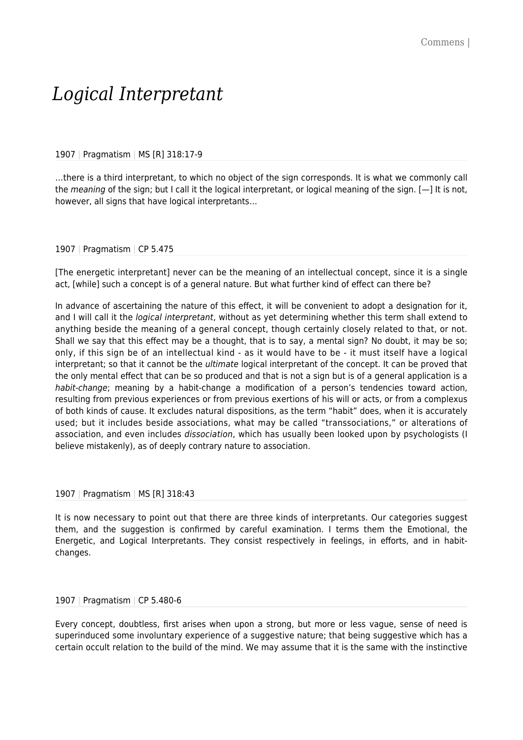# *Logical Interpretant*

1907 | Pragmatism | MS [R] 318:17-9

…there is a third interpretant, to which no object of the sign corresponds. It is what we commonly call the *meaning* of the sign; but I call it the logical interpretant, or logical meaning of the sign. [—] It is not, however, all signs that have logical interpretants…

1907 | Pragmatism | CP 5.475

[The energetic interpretant] never can be the meaning of an intellectual concept, since it is a single act, [while] such a concept is of a general nature. But what further kind of effect can there be?

In advance of ascertaining the nature of this effect, it will be convenient to adopt a designation for it, and I will call it the *logical interpretant*, without as yet determining whether this term shall extend to anything beside the meaning of a general concept, though certainly closely related to that, or not. Shall we say that this effect may be a thought, that is to say, a mental sign? No doubt, it may be so; only, if this sign be of an intellectual kind - as it would have to be - it must itself have a logical interpretant; so that it cannot be the *ultimate* logical interpretant of the concept. It can be proved that the only mental effect that can be so produced and that is not a sign but is of a general application is a *habit-change*; meaning by a habit-change a modification of a person's tendencies toward action, resulting from previous experiences or from previous exertions of his will or acts, or from a complexus of both kinds of cause. It excludes natural dispositions, as the term "habit" does, when it is accurately used; but it includes beside associations, what may be called "transsociations," or alterations of association, and even includes *dissociation*, which has usually been looked upon by psychologists (I believe mistakenly), as of deeply contrary nature to association.

1907 | Pragmatism | MS [R] 318:43

It is now necessary to point out that there are three kinds of interpretants. Our categories suggest them, and the suggestion is confirmed by careful examination. I terms them the Emotional, the Energetic, and Logical Interpretants. They consist respectively in feelings, in efforts, and in habit-changes.

1907 | Pragmatism | CP 5.480-6

Every concept, doubtless, first arises when upon a strong, but more or less vague, sense of need is superinduced some involuntary experience of a suggestive nature; that being suggestive which has a certain occult relation to the build of the mind. We may assume that it is the same with the instinctive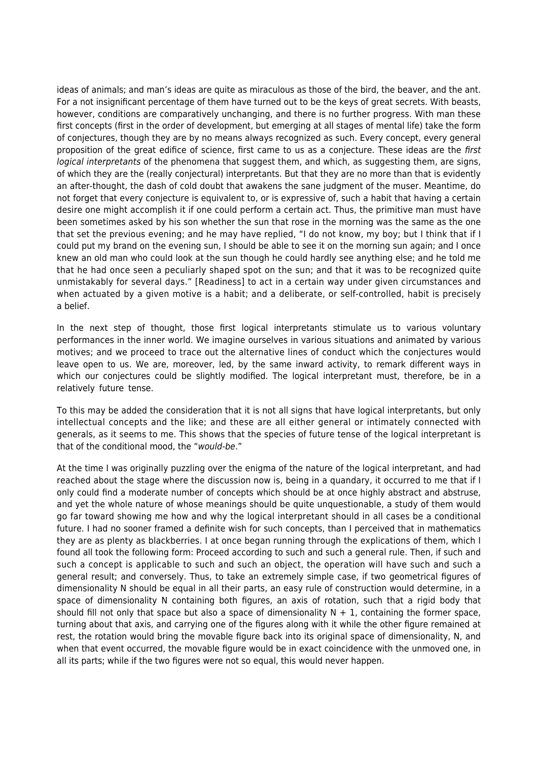ideas of animals; and man's ideas are quite as miraculous as those of the bird, the beaver, and the ant. For a not insignificant percentage of them have turned out to be the keys of great secrets. With beasts, however, conditions are comparatively unchanging, and there is no further progress. With man these first concepts (first in the order of development, but emerging at all stages of mental life) take the form of conjectures, though they are by no means always recognized as such. Every concept, every general proposition of the great edifice of science, first came to us as a conjecture. These ideas are the *first logical interpretants* of the phenomena that suggest them, and which, as suggesting them, are signs, of which they are the (really conjectural) interpretants. But that they are no more than that is evidently an after-thought, the dash of cold doubt that awakens the sane judgment of the muser. Meantime, do not forget that every conjecture is equivalent to, or is expressive of, such a habit that having a certain desire one might accomplish it if one could perform a certain act. Thus, the primitive man must have been sometimes asked by his son whether the sun that rose in the morning was the same as the one that set the previous evening; and he may have replied, "I do not know, my boy; but I think that if I could put my brand on the evening sun, I should be able to see it on the morning sun again; and I once knew an old man who could look at the sun though he could hardly see anything else; and he told me that he had once seen a peculiarly shaped spot on the sun; and that it was to be recognized quite unmistakably for several days." [Readiness] to act in a certain way under given circumstances and when actuated by a given motive is a habit; and a deliberate, or self-controlled, habit is precisely a belief.

In the next step of thought, those first logical interpretants stimulate us to various voluntary performances in the inner world. We imagine ourselves in various situations and animated by various motives; and we proceed to trace out the alternative lines of conduct which the conjectures would leave open to us. We are, moreover, led, by the same inward activity, to remark different ways in which our conjectures could be slightly modified. The logical interpretant must, therefore, be in a relatively future tense.

To this may be added the consideration that it is not all signs that have logical interpretants, but only intellectual concepts and the like; and these are all either general or intimately connected with generals, as it seems to me. This shows that the species of future tense of the logical interpretant is that of the conditional mood, the "*would-be*."

At the time I was originally puzzling over the enigma of the nature of the logical interpretant, and had reached about the stage where the discussion now is, being in a quandary, it occurred to me that if I only could find a moderate number of concepts which should be at once highly abstract and abstruse, and yet the whole nature of whose meanings should be quite unquestionable, a study of them would go far toward showing me how and why the logical interpretant should in all cases be a conditional future. I had no sooner framed a definite wish for such concepts, than I perceived that in mathematics they are as plenty as blackberries. I at once began running through the explications of them, which I found all took the following form: Proceed according to such and such a general rule. Then, if such and such a concept is applicable to such and such an object, the operation will have such and such a general result; and conversely. Thus, to take an extremely simple case, if two geometrical figures of dimensionality N should be equal in all their parts, an easy rule of construction would determine, in a space of dimensionality N containing both figures, an axis of rotation, such that a rigid body that should fill not only that space but also a space of dimensionality $N + 1$, containing the former space, turning about that axis, and carrying one of the figures along with it while the other figure remained at rest, the rotation would bring the movable figure back into its original space of dimensionality, N, and when that event occurred, the movable figure would be in exact coincidence with the unmoved one, in all its parts; while if the two figures were not so equal, this would never happen.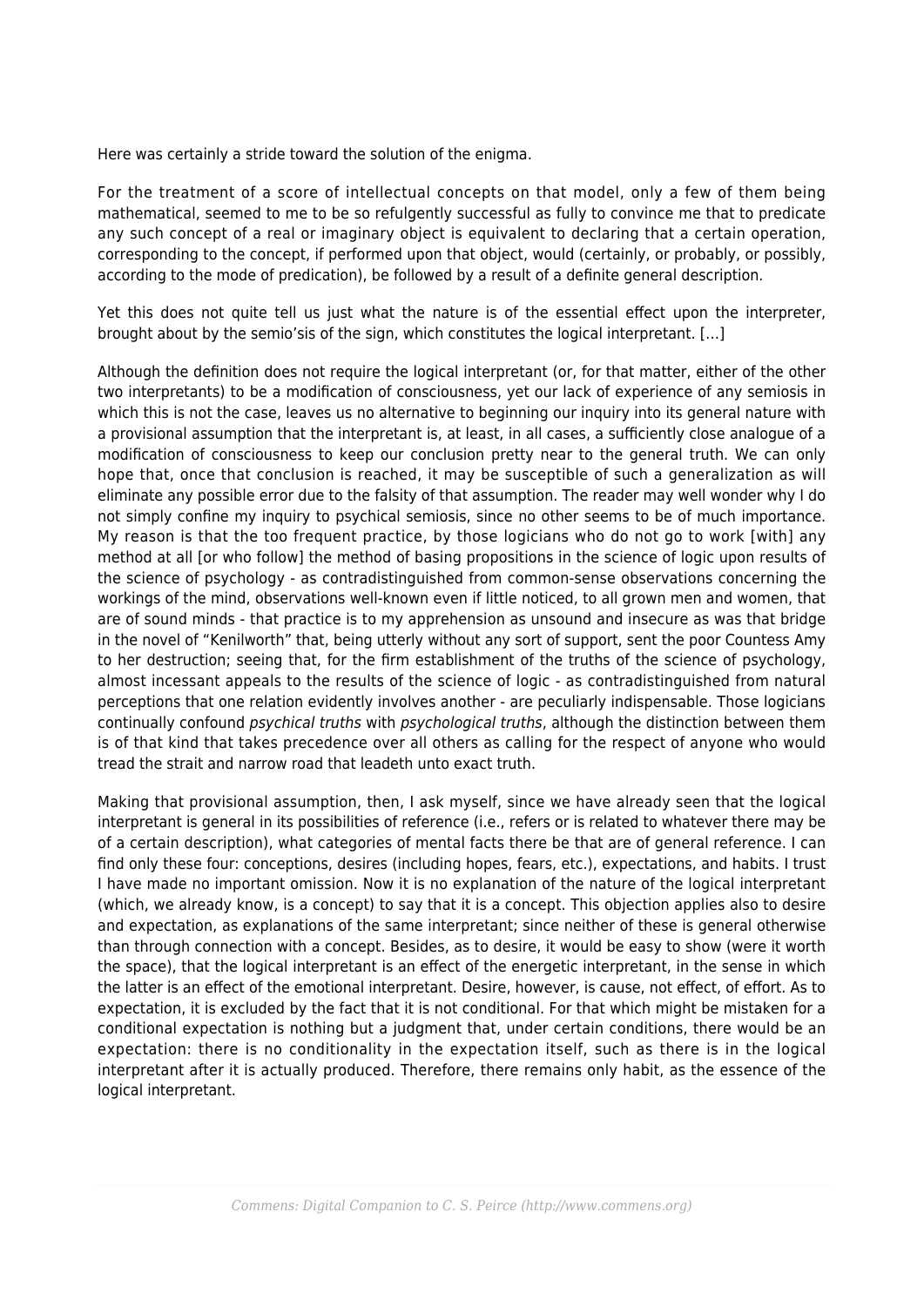Here was certainly a stride toward the solution of the enigma.

For the treatment of a score of intellectual concepts on that model, only a few of them being mathematical, seemed to me to be so refulgently successful as fully to convince me that to predicate any such concept of a real or imaginary object is equivalent to declaring that a certain operation, corresponding to the concept, if performed upon that object, would (certainly, or probably, or possibly, according to the mode of predication), be followed by a result of a definite general description.

Yet this does not quite tell us just what the nature is of the essential effect upon the interpreter, brought about by the semio'sis of the sign, which constitutes the logical interpretant. [...]

Although the definition does not require the logical interpretant (or, for that matter, either of the other two interpretants) to be a modification of consciousness, yet our lack of experience of any semiosis in which this is not the case, leaves us no alternative to beginning our inquiry into its general nature with a provisional assumption that the interpretant is, at least, in all cases, a sufficiently close analogue of a modification of consciousness to keep our conclusion pretty near to the general truth. We can only hope that, once that conclusion is reached, it may be susceptible of such a generalization as will eliminate any possible error due to the falsity of that assumption. The reader may well wonder why I do not simply confine my inquiry to psychical semiosis, since no other seems to be of much importance. My reason is that the too frequent practice, by those logicians who do not go to work [with] any method at all [or who follow] the method of basing propositions in the science of logic upon results of the science of psychology - as contradistinguished from common-sense observations concerning the workings of the mind, observations well-known even if little noticed, to all grown men and women, that are of sound minds - that practice is to my apprehension as unsound and insecure as was that bridge in the novel of "Kenilworth" that, being utterly without any sort of support, sent the poor Countess Amy to her destruction; seeing that, for the firm establishment of the truths of the science of psychology, almost incessant appeals to the results of the science of logic - as contradistinguished from natural perceptions that one relation evidently involves another - are peculiarly indispensable. Those logicians continually confound *psychical truths* with *psychological truths*, although the distinction between them is of that kind that takes precedence over all others as calling for the respect of anyone who would tread the strait and narrow road that leadeth unto exact truth.

Making that provisional assumption, then, I ask myself, since we have already seen that the logical interpretant is general in its possibilities of reference (i.e., refers or is related to whatever there may be of a certain description), what categories of mental facts there be that are of general reference. I can find only these four: conceptions, desires (including hopes, fears, etc.), expectations, and habits. I trust I have made no important omission. Now it is no explanation of the nature of the logical interpretant (which, we already know, is a concept) to say that it is a concept. This objection applies also to desire and expectation, as explanations of the same interpretant; since neither of these is general otherwise than through connection with a concept. Besides, as to desire, it would be easy to show (were it worth the space), that the logical interpretant is an effect of the energetic interpretant, in the sense in which the latter is an effect of the emotional interpretant. Desire, however, is cause, not effect, of effort. As to expectation, it is excluded by the fact that it is not conditional. For that which might be mistaken for a conditional expectation is nothing but a judgment that, under certain conditions, there would be an expectation: there is no conditionality in the expectation itself, such as there is in the logical interpretant after it is actually produced. Therefore, there remains only habit, as the essence of the logical interpretant.